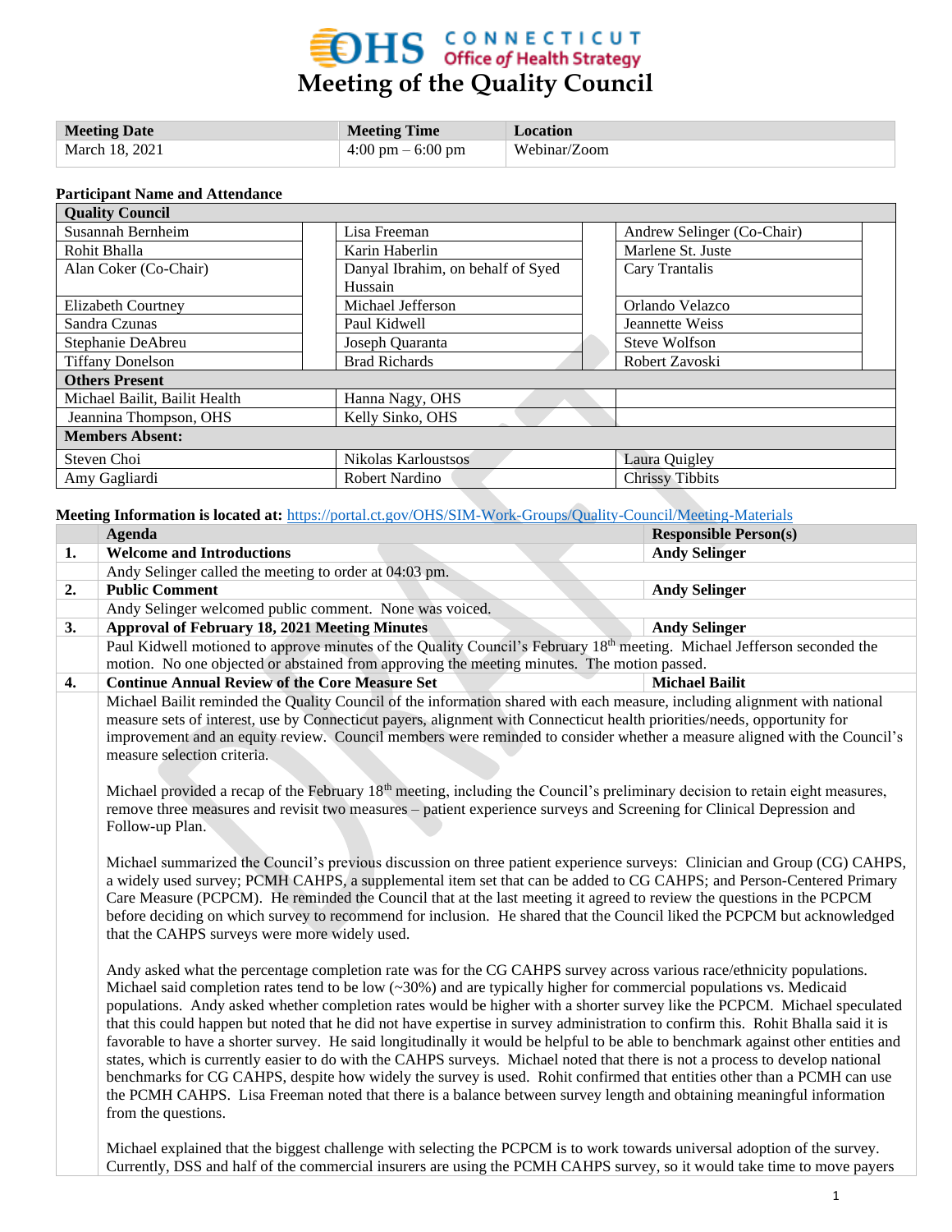# Meeting of the Quality Council

CONNECTICUT Office of Health Strategy

| Meeting Date | Meeting Time | Location |
|---|---|---|
| March 18, 2021 | 4:00 pm – 6:00 pm | Webinar/Zoom |

**Participant Name and Attendance**

| Quality Council | | | | | |
|---|---|---|---|---|---|
| Susannah Bernheim | | Lisa Freeman | | Andrew Selinger (Co-Chair) | |
| Rohit Bhalla | | Karin Haberlin | | Marlene St. Juste | |
| Alan Coker (Co-Chair) | | Danyal Ibrahim, on behalf of Syed Hussain | | Cary Trantalis | |
| Elizabeth Courtney | | Michael Jefferson | | Orlando Velazco | |
| Sandra Czunas | | Paul Kidwell | | Jeannette Weiss | |
| Stephanie DeAbreu | | Joseph Quaranta | | Steve Wolfson | |
| Tiffany Donelson | | Brad Richards | | Robert Zavoski | |
| **Others Present** | | | | | |
| Michael Bailit, Bailit Health | | Hanna Nagy, OHS | | | |
| Jeannina Thompson, OHS | | Kelly Sinko, OHS | | | |
| **Members Absent:** | | | | | |
| Steven Choi | | Nikolas Karloustsos | | Laura Quigley | |
| Amy Gagliardi | | Robert Nardino | | Chrissy Tibbits | |

**Meeting Information is located at:** https://portal.ct.gov/OHS/SIM-Work-Groups/Quality-Council/Meeting-Materials

| | Agenda | Responsible Person(s) |
|---|---|---|
| **1.** | **Welcome and Introductions** | **Andy Selinger** |
| | Andy Selinger called the meeting to order at 04:03 pm. | |
| **2.** | **Public Comment** | **Andy Selinger** |
| | Andy Selinger welcomed public comment. None was voiced. | |
| **3.** | **Approval of February 18, 2021 Meeting Minutes** | **Andy Selinger** |
| | Paul Kidwell motioned to approve minutes of the Quality Council's February 18th meeting. Michael Jefferson seconded the motion. No one objected or abstained from approving the meeting minutes. The motion passed. | |
| **4.** | **Continue Annual Review of the Core Measure Set** | **Michael Bailit** |

Michael Bailit reminded the Quality Council of the information shared with each measure, including alignment with national measure sets of interest, use by Connecticut payers, alignment with Connecticut health priorities/needs, opportunity for improvement and an equity review. Council members were reminded to consider whether a measure aligned with the Council's measure selection criteria.

Michael provided a recap of the February 18th meeting, including the Council's preliminary decision to retain eight measures, remove three measures and revisit two measures – patient experience surveys and Screening for Clinical Depression and Follow-up Plan.

Michael summarized the Council's previous discussion on three patient experience surveys: Clinician and Group (CG) CAHPS, a widely used survey; PCMH CAHPS, a supplemental item set that can be added to CG CAHPS; and Person-Centered Primary Care Measure (PCPCM). He reminded the Council that at the last meeting it agreed to review the questions in the PCPCM before deciding on which survey to recommend for inclusion. He shared that the Council liked the PCPCM but acknowledged that the CAHPS surveys were more widely used.

Andy asked what the percentage completion rate was for the CG CAHPS survey across various race/ethnicity populations. Michael said completion rates tend to be low (~30%) and are typically higher for commercial populations vs. Medicaid populations. Andy asked whether completion rates would be higher with a shorter survey like the PCPCM. Michael speculated that this could happen but noted that he did not have expertise in survey administration to confirm this. Rohit Bhalla said it is favorable to have a shorter survey. He said longitudinally it would be helpful to be able to benchmark against other entities and states, which is currently easier to do with the CAHPS surveys. Michael noted that there is not a process to develop national benchmarks for CG CAHPS, despite how widely the survey is used. Rohit confirmed that entities other than a PCMH can use the PCMH CAHPS. Lisa Freeman noted that there is a balance between survey length and obtaining meaningful information from the questions.

Michael explained that the biggest challenge with selecting the PCPCM is to work towards universal adoption of the survey. Currently, DSS and half of the commercial insurers are using the PCMH CAHPS survey, so it would take time to move payers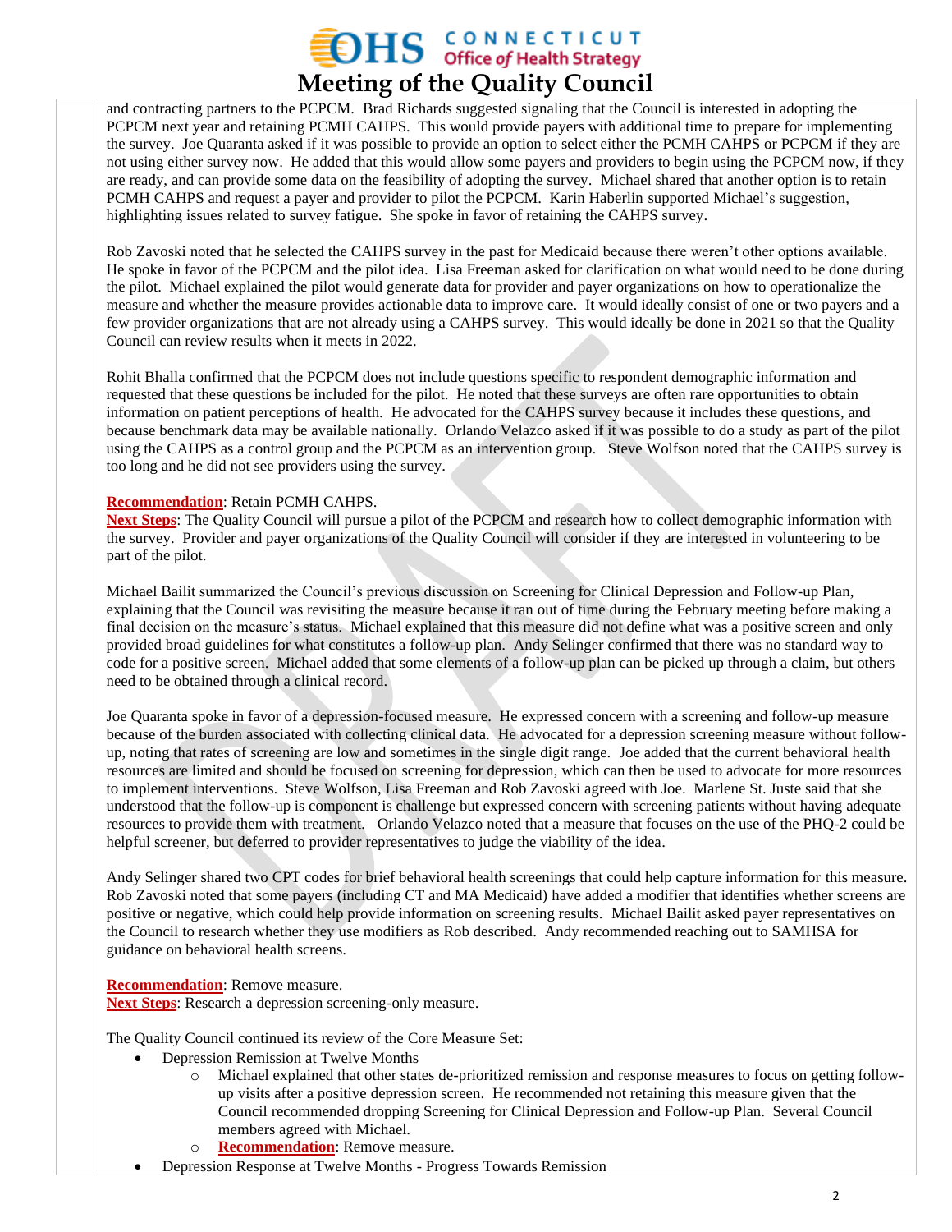and contracting partners to the PCPCM. Brad Richards suggested signaling that the Council is interested in adopting the PCPCM next year and retaining PCMH CAHPS. This would provide payers with additional time to prepare for implementing the survey. Joe Quaranta asked if it was possible to provide an option to select either the PCMH CAHPS or PCPCM if they are not using either survey now. He added that this would allow some payers and providers to begin using the PCPCM now, if they are ready, and can provide some data on the feasibility of adopting the survey. Michael shared that another option is to retain PCMH CAHPS and request a payer and provider to pilot the PCPCM. Karin Haberlin supported Michael's suggestion, highlighting issues related to survey fatigue. She spoke in favor of retaining the CAHPS survey.

Rob Zavoski noted that he selected the CAHPS survey in the past for Medicaid because there weren't other options available. He spoke in favor of the PCPCM and the pilot idea. Lisa Freeman asked for clarification on what would need to be done during the pilot. Michael explained the pilot would generate data for provider and payer organizations on how to operationalize the measure and whether the measure provides actionable data to improve care. It would ideally consist of one or two payers and a few provider organizations that are not already using a CAHPS survey. This would ideally be done in 2021 so that the Quality Council can review results when it meets in 2022.

Rohit Bhalla confirmed that the PCPCM does not include questions specific to respondent demographic information and requested that these questions be included for the pilot. He noted that these surveys are often rare opportunities to obtain information on patient perceptions of health. He advocated for the CAHPS survey because it includes these questions, and because benchmark data may be available nationally. Orlando Velazco asked if it was possible to do a study as part of the pilot using the CAHPS as a control group and the PCPCM as an intervention group. Steve Wolfson noted that the CAHPS survey is too long and he did not see providers using the survey.

**Recommendation**: Retain PCMH CAHPS.
**Next Steps**: The Quality Council will pursue a pilot of the PCPCM and research how to collect demographic information with the survey. Provider and payer organizations of the Quality Council will consider if they are interested in volunteering to be part of the pilot.

Michael Bailit summarized the Council's previous discussion on Screening for Clinical Depression and Follow-up Plan, explaining that the Council was revisiting the measure because it ran out of time during the February meeting before making a final decision on the measure's status. Michael explained that this measure did not define what was a positive screen and only provided broad guidelines for what constitutes a follow-up plan. Andy Selinger confirmed that there was no standard way to code for a positive screen. Michael added that some elements of a follow-up plan can be picked up through a claim, but others need to be obtained through a clinical record.

Joe Quaranta spoke in favor of a depression-focused measure. He expressed concern with a screening and follow-up measure because of the burden associated with collecting clinical data. He advocated for a depression screening measure without follow-up, noting that rates of screening are low and sometimes in the single digit range. Joe added that the current behavioral health resources are limited and should be focused on screening for depression, which can then be used to advocate for more resources to implement interventions. Steve Wolfson, Lisa Freeman and Rob Zavoski agreed with Joe. Marlene St. Juste said that she understood that the follow-up is component is challenge but expressed concern with screening patients without having adequate resources to provide them with treatment. Orlando Velazco noted that a measure that focuses on the use of the PHQ-2 could be helpful screener, but deferred to provider representatives to judge the viability of the idea.

Andy Selinger shared two CPT codes for brief behavioral health screenings that could help capture information for this measure. Rob Zavoski noted that some payers (including CT and MA Medicaid) have added a modifier that identifies whether screens are positive or negative, which could help provide information on screening results. Michael Bailit asked payer representatives on the Council to research whether they use modifiers as Rob described. Andy recommended reaching out to SAMHSA for guidance on behavioral health screens.

**Recommendation**: Remove measure.
**Next Steps**: Research a depression screening-only measure.

The Quality Council continued its review of the Core Measure Set:

- Depression Remission at Twelve Months
  - Michael explained that other states de-prioritized remission and response measures to focus on getting follow-up visits after a positive depression screen. He recommended not retaining this measure given that the Council recommended dropping Screening for Clinical Depression and Follow-up Plan. Several Council members agreed with Michael.
  - **Recommendation**: Remove measure.
- Depression Response at Twelve Months - Progress Towards Remission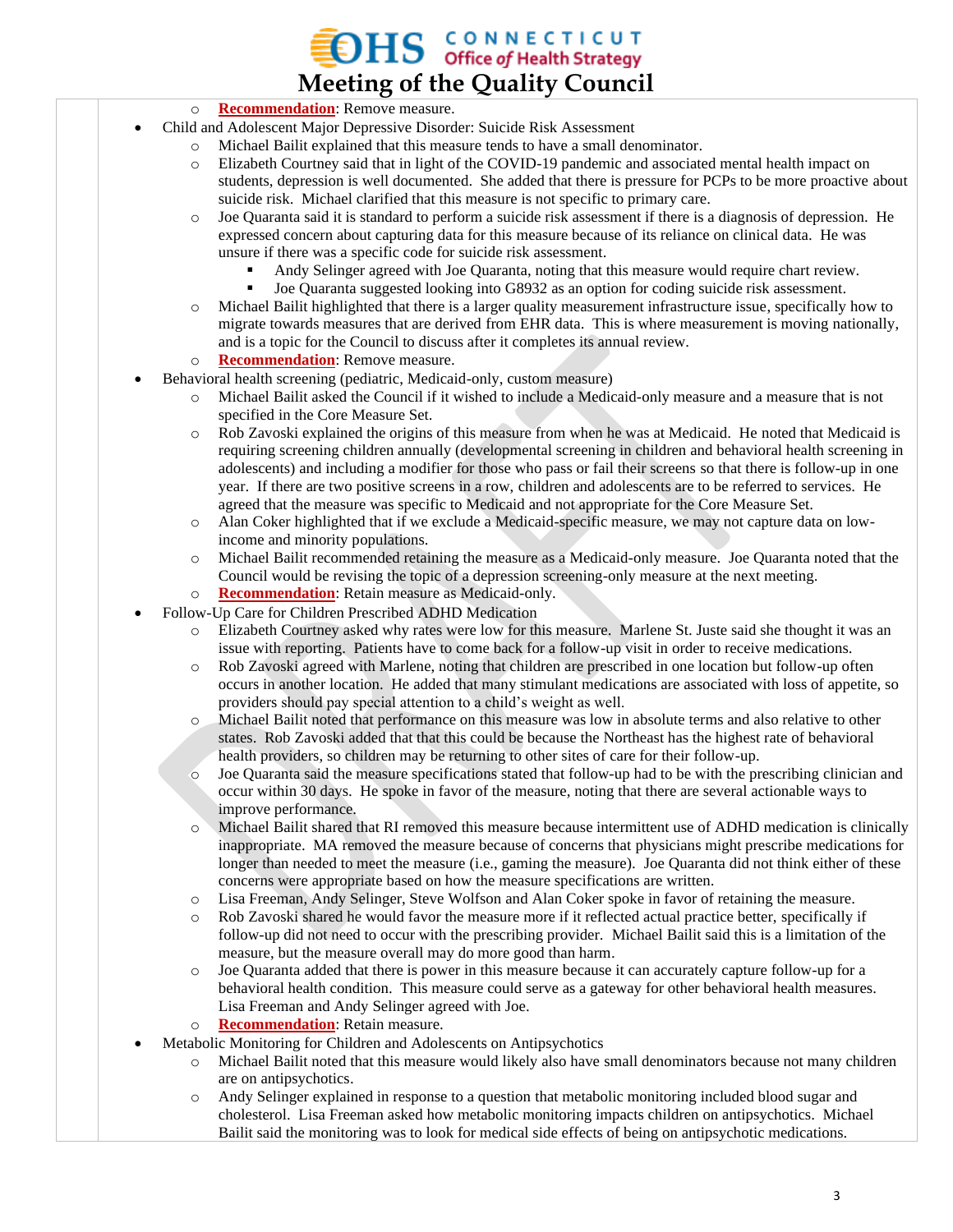- **Recommendation**: Remove measure.

- Child and Adolescent Major Depressive Disorder: Suicide Risk Assessment
  - Michael Bailit explained that this measure tends to have a small denominator.
  - Elizabeth Courtney said that in light of the COVID-19 pandemic and associated mental health impact on students, depression is well documented. She added that there is pressure for PCPs to be more proactive about suicide risk. Michael clarified that this measure is not specific to primary care.
  - Joe Quaranta said it is standard to perform a suicide risk assessment if there is a diagnosis of depression. He expressed concern about capturing data for this measure because of its reliance on clinical data. He was unsure if there was a specific code for suicide risk assessment.
    - Andy Selinger agreed with Joe Quaranta, noting that this measure would require chart review.
    - Joe Quaranta suggested looking into G8932 as an option for coding suicide risk assessment.
  - Michael Bailit highlighted that there is a larger quality measurement infrastructure issue, specifically how to migrate towards measures that are derived from EHR data. This is where measurement is moving nationally, and is a topic for the Council to discuss after it completes its annual review.
  - **Recommendation**: Remove measure.
- Behavioral health screening (pediatric, Medicaid-only, custom measure)
  - Michael Bailit asked the Council if it wished to include a Medicaid-only measure and a measure that is not specified in the Core Measure Set.
  - Rob Zavoski explained the origins of this measure from when he was at Medicaid. He noted that Medicaid is requiring screening children annually (developmental screening in children and behavioral health screening in adolescents) and including a modifier for those who pass or fail their screens so that there is follow-up in one year. If there are two positive screens in a row, children and adolescents are to be referred to services. He agreed that the measure was specific to Medicaid and not appropriate for the Core Measure Set.
  - Alan Coker highlighted that if we exclude a Medicaid-specific measure, we may not capture data on low-income and minority populations.
  - Michael Bailit recommended retaining the measure as a Medicaid-only measure. Joe Quaranta noted that the Council would be revising the topic of a depression screening-only measure at the next meeting.
  - **Recommendation**: Retain measure as Medicaid-only.
- Follow-Up Care for Children Prescribed ADHD Medication
  - Elizabeth Courtney asked why rates were low for this measure. Marlene St. Juste said she thought it was an issue with reporting. Patients have to come back for a follow-up visit in order to receive medications.
  - Rob Zavoski agreed with Marlene, noting that children are prescribed in one location but follow-up often occurs in another location. He added that many stimulant medications are associated with loss of appetite, so providers should pay special attention to a child's weight as well.
  - Michael Bailit noted that performance on this measure was low in absolute terms and also relative to other states. Rob Zavoski added that that this could be because the Northeast has the highest rate of behavioral health providers, so children may be returning to other sites of care for their follow-up.
  - Joe Quaranta said the measure specifications stated that follow-up had to be with the prescribing clinician and occur within 30 days. He spoke in favor of the measure, noting that there are several actionable ways to improve performance.
  - Michael Bailit shared that RI removed this measure because intermittent use of ADHD medication is clinically inappropriate. MA removed the measure because of concerns that physicians might prescribe medications for longer than needed to meet the measure (i.e., gaming the measure). Joe Quaranta did not think either of these concerns were appropriate based on how the measure specifications are written.
  - Lisa Freeman, Andy Selinger, Steve Wolfson and Alan Coker spoke in favor of retaining the measure.
  - Rob Zavoski shared he would favor the measure more if it reflected actual practice better, specifically if follow-up did not need to occur with the prescribing provider. Michael Bailit said this is a limitation of the measure, but the measure overall may do more good than harm.
  - Joe Quaranta added that there is power in this measure because it can accurately capture follow-up for a behavioral health condition. This measure could serve as a gateway for other behavioral health measures. Lisa Freeman and Andy Selinger agreed with Joe.
  - **Recommendation**: Retain measure.
- Metabolic Monitoring for Children and Adolescents on Antipsychotics
  - Michael Bailit noted that this measure would likely also have small denominators because not many children are on antipsychotics.
  - Andy Selinger explained in response to a question that metabolic monitoring included blood sugar and cholesterol. Lisa Freeman asked how metabolic monitoring impacts children on antipsychotics. Michael Bailit said the monitoring was to look for medical side effects of being on antipsychotic medications.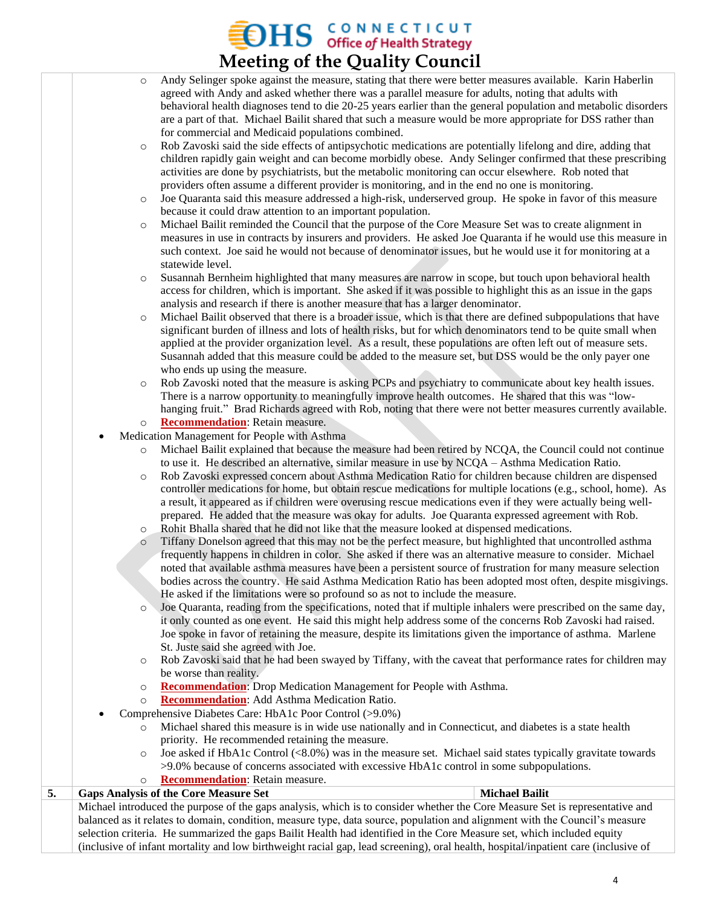# Meeting of the Quality Council

- Andy Selinger spoke against the measure, stating that there were better measures available. Karin Haberlin agreed with Andy and asked whether there was a parallel measure for adults, noting that adults with behavioral health diagnoses tend to die 20-25 years earlier than the general population and metabolic disorders are a part of that. Michael Bailit shared that such a measure would be more appropriate for DSS rather than for commercial and Medicaid populations combined.
- Rob Zavoski said the side effects of antipsychotic medications are potentially lifelong and dire, adding that children rapidly gain weight and can become morbidly obese. Andy Selinger confirmed that these prescribing activities are done by psychiatrists, but the metabolic monitoring can occur elsewhere. Rob noted that providers often assume a different provider is monitoring, and in the end no one is monitoring.
- Joe Quaranta said this measure addressed a high-risk, underserved group. He spoke in favor of this measure because it could draw attention to an important population.
- Michael Bailit reminded the Council that the purpose of the Core Measure Set was to create alignment in measures in use in contracts by insurers and providers. He asked Joe Quaranta if he would use this measure in such context. Joe said he would not because of denominator issues, but he would use it for monitoring at a statewide level.
- Susannah Bernheim highlighted that many measures are narrow in scope, but touch upon behavioral health access for children, which is important. She asked if it was possible to highlight this as an issue in the gaps analysis and research if there is another measure that has a larger denominator.
- Michael Bailit observed that there is a broader issue, which is that there are defined subpopulations that have significant burden of illness and lots of health risks, but for which denominators tend to be quite small when applied at the provider organization level. As a result, these populations are often left out of measure sets. Susannah added that this measure could be added to the measure set, but DSS would be the only payer one who ends up using the measure.
- Rob Zavoski noted that the measure is asking PCPs and psychiatry to communicate about key health issues. There is a narrow opportunity to meaningfully improve health outcomes. He shared that this was "low-hanging fruit." Brad Richards agreed with Rob, noting that there were not better measures currently available.
- **Recommendation**: Retain measure.

- Medication Management for People with Asthma
  - Michael Bailit explained that because the measure had been retired by NCQA, the Council could not continue to use it. He described an alternative, similar measure in use by NCQA – Asthma Medication Ratio.
  - Rob Zavoski expressed concern about Asthma Medication Ratio for children because children are dispensed controller medications for home, but obtain rescue medications for multiple locations (e.g., school, home). As a result, it appeared as if children were overusing rescue medications even if they were actually being well-prepared. He added that the measure was okay for adults. Joe Quaranta expressed agreement with Rob.
  - Rohit Bhalla shared that he did not like that the measure looked at dispensed medications.
  - Tiffany Donelson agreed that this may not be the perfect measure, but highlighted that uncontrolled asthma frequently happens in children in color. She asked if there was an alternative measure to consider. Michael noted that available asthma measures have been a persistent source of frustration for many measure selection bodies across the country. He said Asthma Medication Ratio has been adopted most often, despite misgivings. He asked if the limitations were so profound so as not to include the measure.
  - Joe Quaranta, reading from the specifications, noted that if multiple inhalers were prescribed on the same day, it only counted as one event. He said this might help address some of the concerns Rob Zavoski had raised. Joe spoke in favor of retaining the measure, despite its limitations given the importance of asthma. Marlene St. Juste said she agreed with Joe.
  - Rob Zavoski said that he had been swayed by Tiffany, with the caveat that performance rates for children may be worse than reality.
  - **Recommendation**: Drop Medication Management for People with Asthma.
  - **Recommendation**: Add Asthma Medication Ratio.
- Comprehensive Diabetes Care: HbA1c Poor Control (>9.0%)
  - Michael shared this measure is in wide use nationally and in Connecticut, and diabetes is a state health priority. He recommended retaining the measure.
  - Joe asked if HbA1c Control (<8.0%) was in the measure set. Michael said states typically gravitate towards >9.0% because of concerns associated with excessive HbA1c control in some subpopulations.
  - **Recommendation**: Retain measure.

| 5. | Gaps Analysis of the Core Measure Set | Michael Bailit |
|---|---|---|
| | Michael introduced the purpose of the gaps analysis, which is to consider whether the Core Measure Set is representative and balanced as it relates to domain, condition, measure type, data source, population and alignment with the Council's measure selection criteria. He summarized the gaps Bailit Health had identified in the Core Measure set, which included equity (inclusive of infant mortality and low birthweight racial gap, lead screening), oral health, hospital/inpatient care (inclusive of | |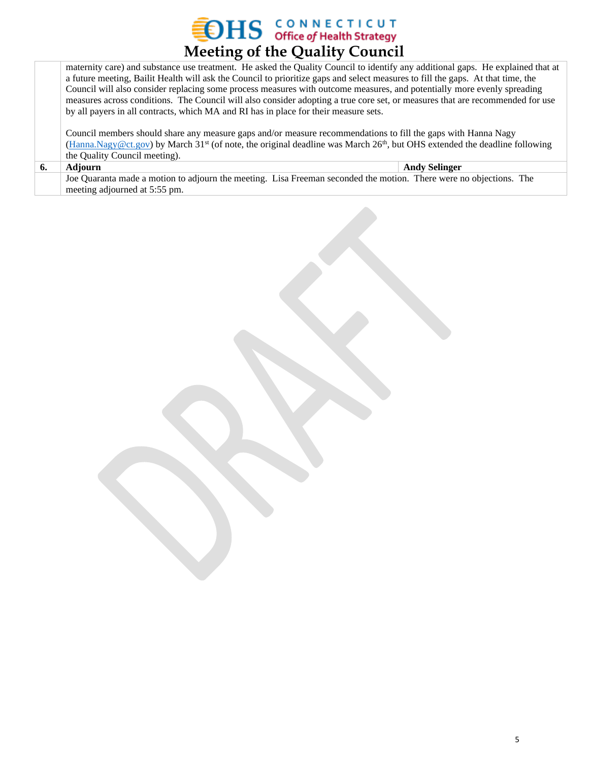# Meeting of the Quality Council

| | | |
|---|---|---|
| | maternity care) and substance use treatment. He asked the Quality Council to identify any additional gaps. He explained that at a future meeting, Bailit Health will ask the Council to prioritize gaps and select measures to fill the gaps. At that time, the Council will also consider replacing some process measures with outcome measures, and potentially more evenly spreading measures across conditions. The Council will also consider adopting a true core set, or measures that are recommended for use by all payers in all contracts, which MA and RI has in place for their measure sets.<br><br>Council members should share any measure gaps and/or measure recommendations to fill the gaps with Hanna Nagy (Hanna.Nagy@ct.gov) by March 31st (of note, the original deadline was March 26th, but OHS extended the deadline following the Quality Council meeting). | |
| **6.** | **Adjourn** | **Andy Selinger** |
| | Joe Quaranta made a motion to adjourn the meeting. Lisa Freeman seconded the motion. There were no objections. The meeting adjourned at 5:55 pm. | |

DRAFT